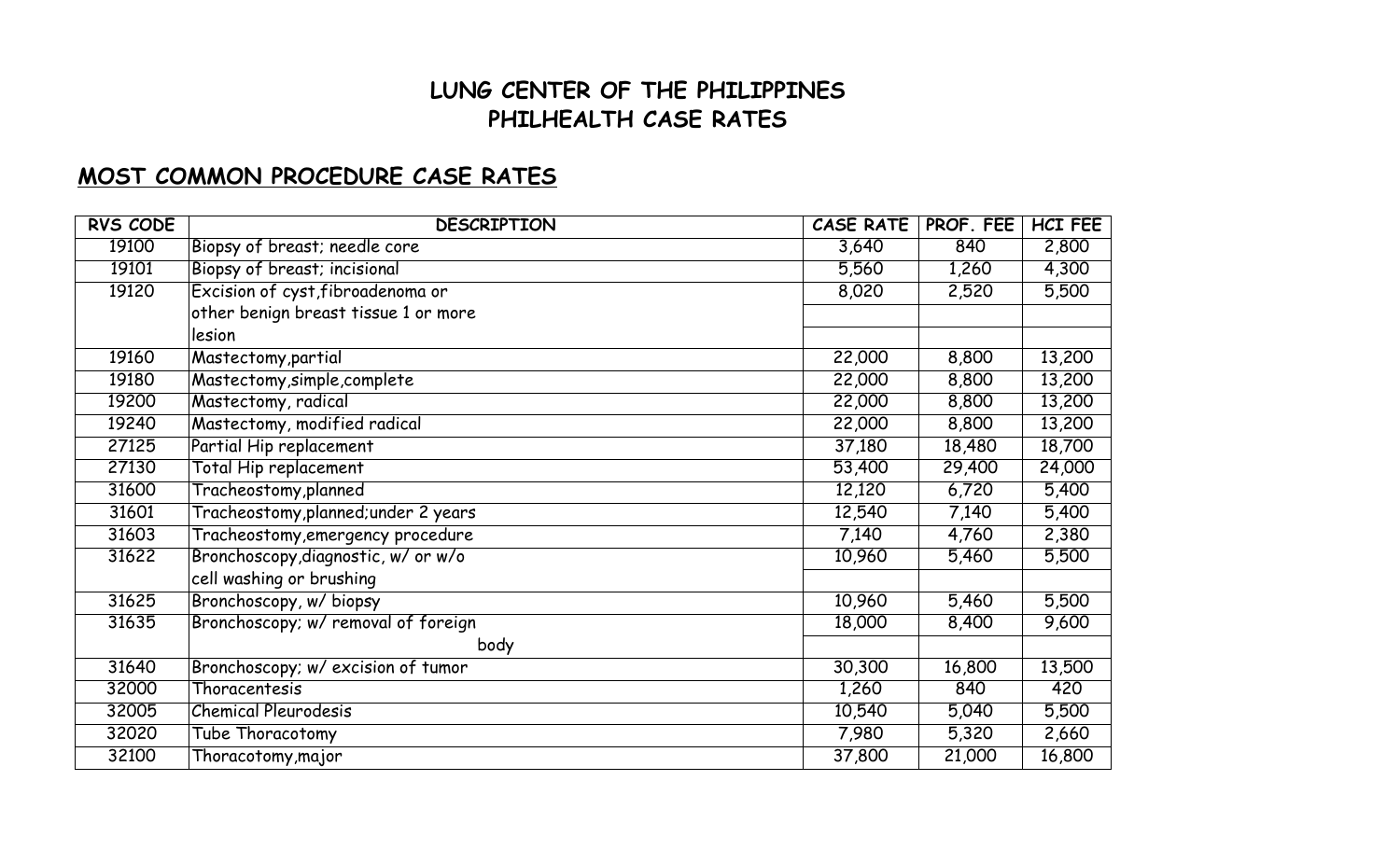# LUNG CENTER OF THE PHILIPPINES
# PHILHEALTH CASE RATES

## MOST COMMON PROCEDURE CASE RATES

| RVS CODE | DESCRIPTION | CASE RATE | PROF. FEE | HCI FEE |
|---|---|---|---|---|
| 19100 | Biopsy of breast; needle core | 3,640 | 840 | 2,800 |
| 19101 | Biopsy of breast; incisional | 5,560 | 1,260 | 4,300 |
| 19120 | Excision of cyst,fibroadenoma or other benign breast tissue 1 or more lesion | 8,020 | 2,520 | 5,500 |
| 19160 | Mastectomy,partial | 22,000 | 8,800 | 13,200 |
| 19180 | Mastectomy,simple,complete | 22,000 | 8,800 | 13,200 |
| 19200 | Mastectomy, radical | 22,000 | 8,800 | 13,200 |
| 19240 | Mastectomy, modified radical | 22,000 | 8,800 | 13,200 |
| 27125 | Partial Hip replacement | 37,180 | 18,480 | 18,700 |
| 27130 | Total Hip replacement | 53,400 | 29,400 | 24,000 |
| 31600 | Tracheostomy,planned | 12,120 | 6,720 | 5,400 |
| 31601 | Tracheostomy,planned;under 2 years | 12,540 | 7,140 | 5,400 |
| 31603 | Tracheostomy,emergency procedure | 7,140 | 4,760 | 2,380 |
| 31622 | Bronchoscopy,diagnostic, w/ or w/o cell washing or brushing | 10,960 | 5,460 | 5,500 |
| 31625 | Bronchoscopy, w/ biopsy | 10,960 | 5,460 | 5,500 |
| 31635 | Bronchoscopy; w/ removal of foreign body | 18,000 | 8,400 | 9,600 |
| 31640 | Bronchoscopy; w/ excision of tumor | 30,300 | 16,800 | 13,500 |
| 32000 | Thoracentesis | 1,260 | 840 | 420 |
| 32005 | Chemical Pleurodesis | 10,540 | 5,040 | 5,500 |
| 32020 | Tube Thoracotomy | 7,980 | 5,320 | 2,660 |
| 32100 | Thoracotomy,major | 37,800 | 21,000 | 16,800 |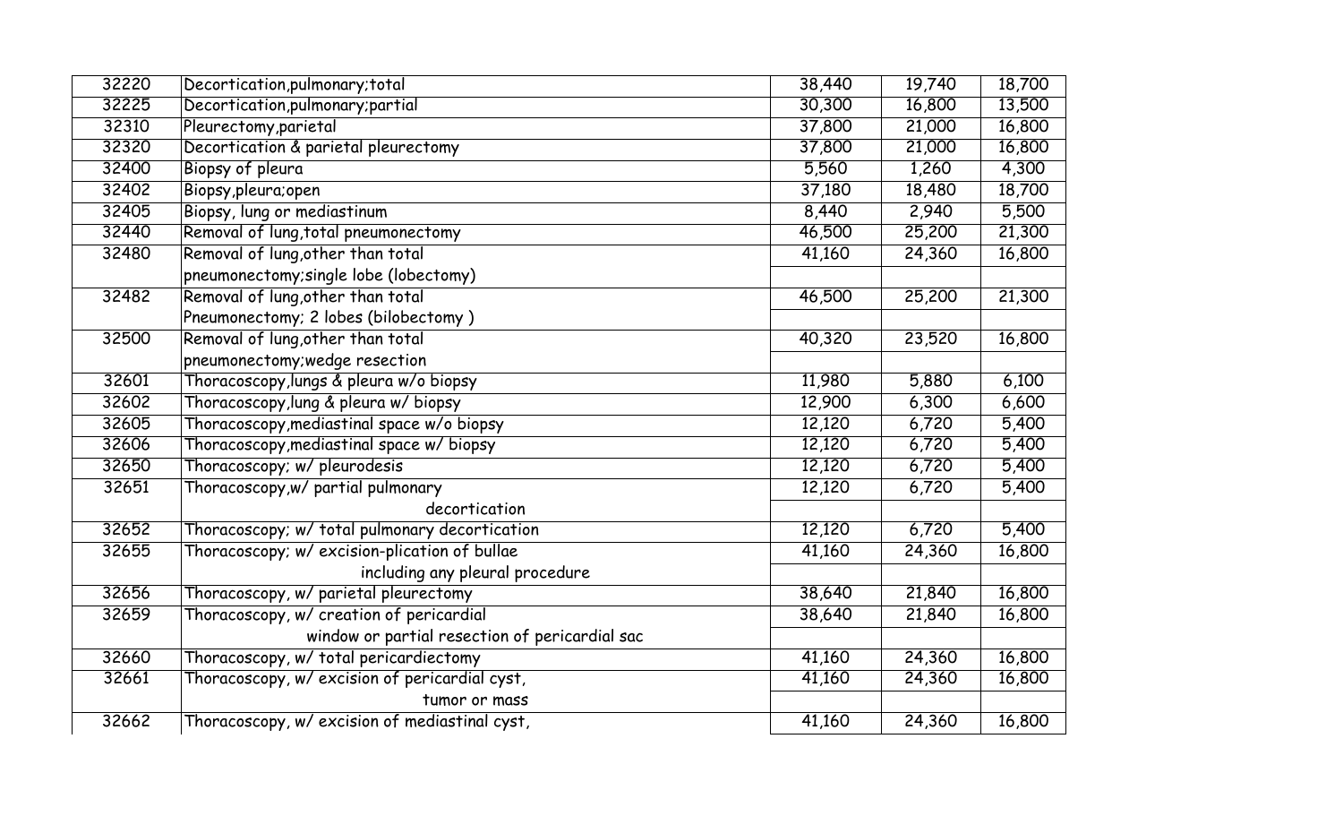| | | | | |
|---|---|---|---|---|
| 32220 | Decortication,pulmonary;total | 38,440 | 19,740 | 18,700 |
| 32225 | Decortication,pulmonary;partial | 30,300 | 16,800 | 13,500 |
| 32310 | Pleurectomy,parietal | 37,800 | 21,000 | 16,800 |
| 32320 | Decortication & parietal pleurectomy | 37,800 | 21,000 | 16,800 |
| 32400 | Biopsy of pleura | 5,560 | 1,260 | 4,300 |
| 32402 | Biopsy,pleura;open | 37,180 | 18,480 | 18,700 |
| 32405 | Biopsy, lung or mediastinum | 8,440 | 2,940 | 5,500 |
| 32440 | Removal of lung,total pneumonectomy | 46,500 | 25,200 | 21,300 |
| 32480 | Removal of lung,other than total pneumonectomy;single lobe (lobectomy) | 41,160 | 24,360 | 16,800 |
| 32482 | Removal of lung,other than total Pneumonectomy; 2 lobes (bilobectomy ) | 46,500 | 25,200 | 21,300 |
| 32500 | Removal of lung,other than total pneumonectomy;wedge resection | 40,320 | 23,520 | 16,800 |
| 32601 | Thoracoscopy,lungs & pleura w/o biopsy | 11,980 | 5,880 | 6,100 |
| 32602 | Thoracoscopy,lung & pleura w/ biopsy | 12,900 | 6,300 | 6,600 |
| 32605 | Thoracoscopy,mediastinal space w/o biopsy | 12,120 | 6,720 | 5,400 |
| 32606 | Thoracoscopy,mediastinal space w/ biopsy | 12,120 | 6,720 | 5,400 |
| 32650 | Thoracoscopy; w/ pleurodesis | 12,120 | 6,720 | 5,400 |
| 32651 | Thoracoscopy,w/ partial pulmonary decortication | 12,120 | 6,720 | 5,400 |
| 32652 | Thoracoscopy; w/ total pulmonary decortication | 12,120 | 6,720 | 5,400 |
| 32655 | Thoracoscopy; w/ excision-plication of bullae including any pleural procedure | 41,160 | 24,360 | 16,800 |
| 32656 | Thoracoscopy, w/ parietal pleurectomy | 38,640 | 21,840 | 16,800 |
| 32659 | Thoracoscopy, w/ creation of pericardial window or partial resection of pericardial sac | 38,640 | 21,840 | 16,800 |
| 32660 | Thoracoscopy, w/ total pericardiectomy | 41,160 | 24,360 | 16,800 |
| 32661 | Thoracoscopy, w/ excision of pericardial cyst, tumor or mass | 41,160 | 24,360 | 16,800 |
| 32662 | Thoracoscopy, w/ excision of mediastinal cyst, | 41,160 | 24,360 | 16,800 |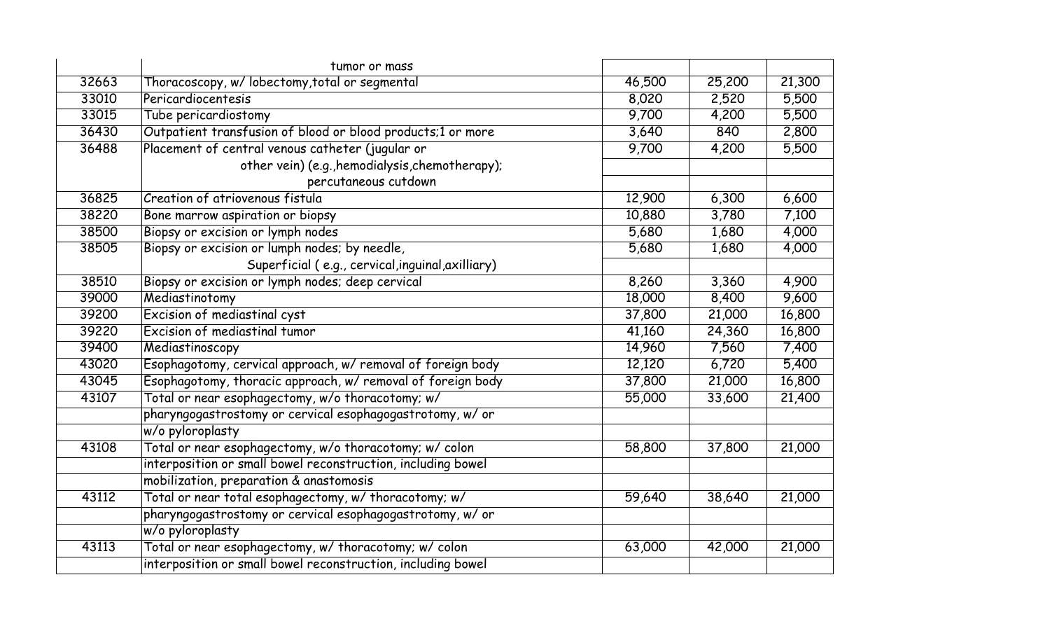| | | | | |
|---|---|---|---|---|
| | tumor or mass | | | |
| 32663 | Thoracoscopy, w/ lobectomy,total or segmental | 46,500 | 25,200 | 21,300 |
| 33010 | Pericardiocentesis | 8,020 | 2,520 | 5,500 |
| 33015 | Tube pericardiostomy | 9,700 | 4,200 | 5,500 |
| 36430 | Outpatient transfusion of blood or blood products;1 or more | 3,640 | 840 | 2,800 |
| 36488 | Placement of central venous catheter (jugular or | 9,700 | 4,200 | 5,500 |
| | other vein) (e.g.,hemodialysis,chemotherapy); | | | |
| | percutaneous cutdown | | | |
| 36825 | Creation of atriovenous fistula | 12,900 | 6,300 | 6,600 |
| 38220 | Bone marrow aspiration or biopsy | 10,880 | 3,780 | 7,100 |
| 38500 | Biopsy or excision or lymph nodes | 5,680 | 1,680 | 4,000 |
| 38505 | Biopsy or excision or lumph nodes; by needle, | 5,680 | 1,680 | 4,000 |
| | Superficial ( e.g., cervical,inguinal,axilliary) | | | |
| 38510 | Biopsy or excision or lymph nodes; deep cervical | 8,260 | 3,360 | 4,900 |
| 39000 | Mediastinotomy | 18,000 | 8,400 | 9,600 |
| 39200 | Excision of mediastinal cyst | 37,800 | 21,000 | 16,800 |
| 39220 | Excision of mediastinal tumor | 41,160 | 24,360 | 16,800 |
| 39400 | Mediastinoscopy | 14,960 | 7,560 | 7,400 |
| 43020 | Esophagotomy, cervical approach, w/ removal of foreign body | 12,120 | 6,720 | 5,400 |
| 43045 | Esophagotomy, thoracic approach, w/ removal of foreign body | 37,800 | 21,000 | 16,800 |
| 43107 | Total or near esophagectomy, w/o thoracotomy; w/ | 55,000 | 33,600 | 21,400 |
| | pharyngogastrostomy or cervical esophagogastrotomy, w/ or | | | |
| | w/o pyloroplasty | | | |
| 43108 | Total or near esophagectomy, w/o thoracotomy; w/ colon | 58,800 | 37,800 | 21,000 |
| | interposition or small bowel reconstruction, including bowel | | | |
| | mobilization, preparation & anastomosis | | | |
| 43112 | Total or near total esophagectomy, w/ thoracotomy; w/ | 59,640 | 38,640 | 21,000 |
| | pharyngogastrostomy or cervical esophagogastrotomy, w/ or | | | |
| | w/o pyloroplasty | | | |
| 43113 | Total or near esophagectomy, w/ thoracotomy; w/ colon | 63,000 | 42,000 | 21,000 |
| | interposition or small bowel reconstruction, including bowel | | | |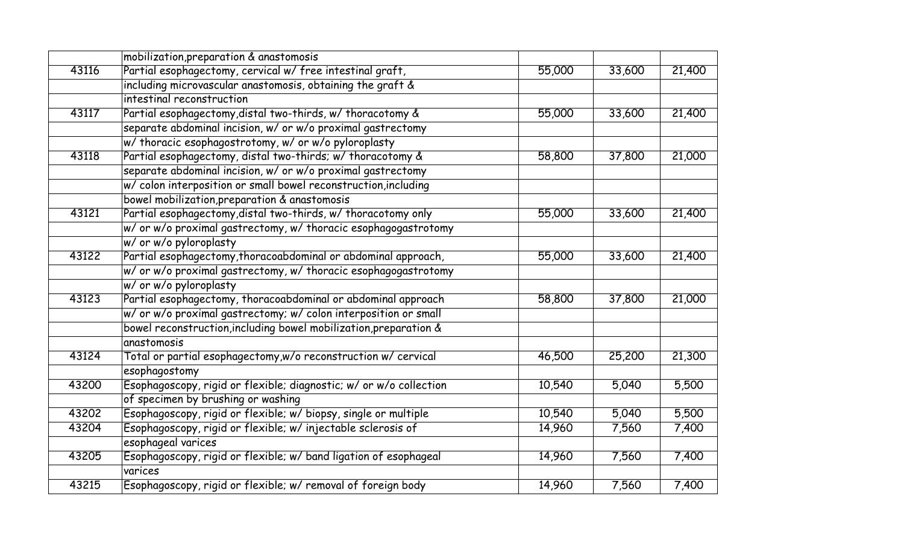| | | | | |
|---|---|---|---|---|
| | mobilization,preparation & anastomosis | | | |
| 43116 | Partial esophagectomy, cervical w/ free intestinal graft, including microvascular anastomosis, obtaining the graft & intestinal reconstruction | 55,000 | 33,600 | 21,400 |
| 43117 | Partial esophagectomy,distal two-thirds, w/ thoracotomy & separate abdominal incision, w/ or w/o proximal gastrectomy w/ thoracic esophagostrotomy, w/ or w/o pyloroplasty | 55,000 | 33,600 | 21,400 |
| 43118 | Partial esophagectomy, distal two-thirds; w/ thoracotomy & separate abdominal incision, w/ or w/o proximal gastrectomy w/ colon interposition or small bowel reconstruction,including bowel mobilization,preparation & anastomosis | 58,800 | 37,800 | 21,000 |
| 43121 | Partial esophagectomy,distal two-thirds, w/ thoracotomy only w/ or w/o proximal gastrectomy, w/ thoracic esophagogastrotomy w/ or w/o pyloroplasty | 55,000 | 33,600 | 21,400 |
| 43122 | Partial esophagectomy,thoracoabdominal or abdominal approach, w/ or w/o proximal gastrectomy, w/ thoracic esophagogastrotomy w/ or w/o pyloroplasty | 55,000 | 33,600 | 21,400 |
| 43123 | Partial esophagectomy, thoracoabdominal or abdominal approach w/ or w/o proximal gastrectomy; w/ colon interposition or small bowel reconstruction,including bowel mobilization,preparation & anastomosis | 58,800 | 37,800 | 21,000 |
| 43124 | Total or partial esophagectomy,w/o reconstruction w/ cervical esophagostomy | 46,500 | 25,200 | 21,300 |
| 43200 | Esophagoscopy, rigid or flexible; diagnostic; w/ or w/o collection of specimen by brushing or washing | 10,540 | 5,040 | 5,500 |
| 43202 | Esophagoscopy, rigid or flexible; w/ biopsy, single or multiple | 10,540 | 5,040 | 5,500 |
| 43204 | Esophagoscopy, rigid or flexible; w/ injectable sclerosis of esophageal varices | 14,960 | 7,560 | 7,400 |
| 43205 | Esophagoscopy, rigid or flexible; w/ band ligation of esophageal varices | 14,960 | 7,560 | 7,400 |
| 43215 | Esophagoscopy, rigid or flexible; w/ removal of foreign body | 14,960 | 7,560 | 7,400 |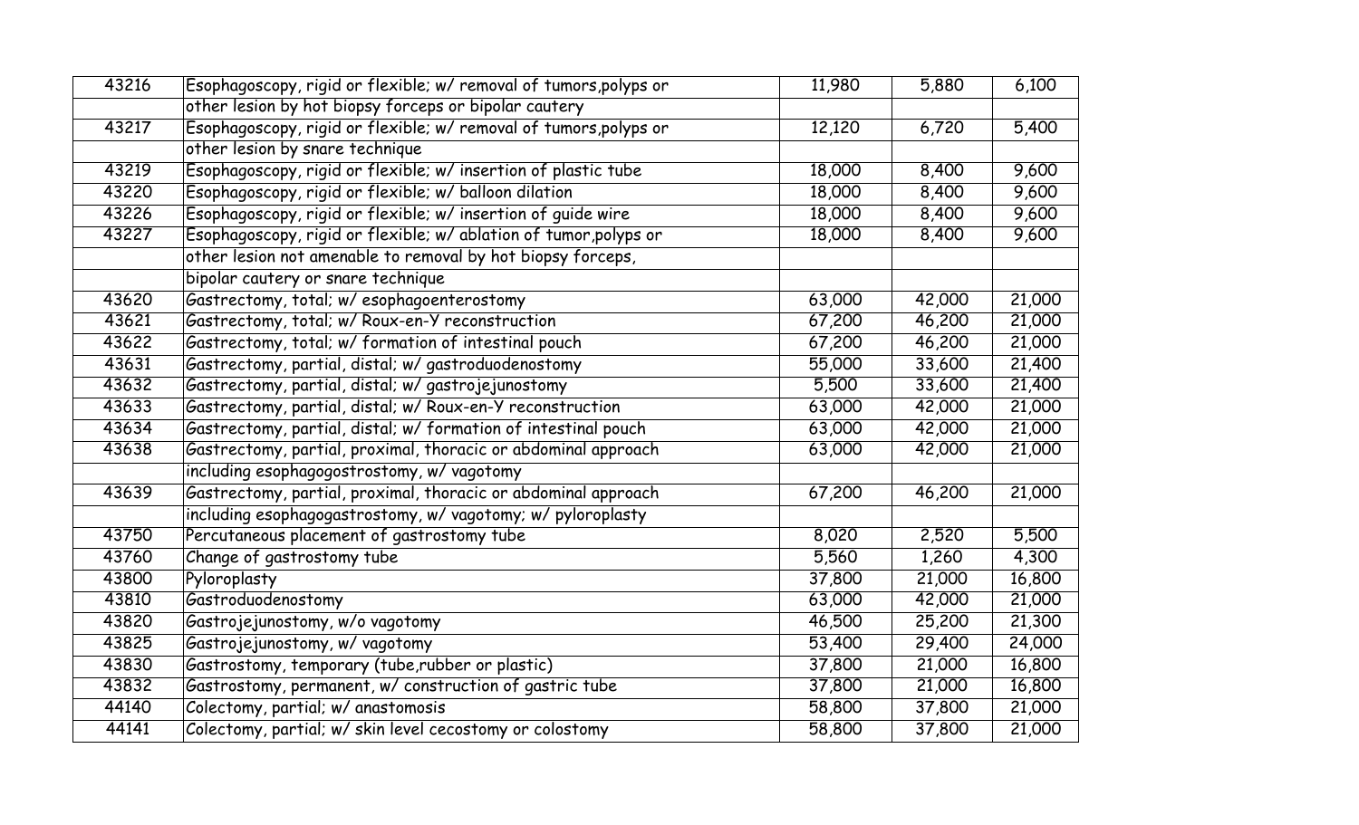| | | | | |
|---|---|---|---|---|
| 43216 | Esophagoscopy, rigid or flexible; w/ removal of tumors,polyps or other lesion by hot biopsy forceps or bipolar cautery | 11,980 | 5,880 | 6,100 |
| 43217 | Esophagoscopy, rigid or flexible; w/ removal of tumors,polyps or other lesion by snare technique | 12,120 | 6,720 | 5,400 |
| 43219 | Esophagoscopy, rigid or flexible; w/ insertion of plastic tube | 18,000 | 8,400 | 9,600 |
| 43220 | Esophagoscopy, rigid or flexible; w/ balloon dilation | 18,000 | 8,400 | 9,600 |
| 43226 | Esophagoscopy, rigid or flexible; w/ insertion of guide wire | 18,000 | 8,400 | 9,600 |
| 43227 | Esophagoscopy, rigid or flexible; w/ ablation of tumor,polyps or other lesion not amenable to removal by hot biopsy forceps, bipolar cautery or snare technique | 18,000 | 8,400 | 9,600 |
| 43620 | Gastrectomy, total; w/ esophagoenterostomy | 63,000 | 42,000 | 21,000 |
| 43621 | Gastrectomy, total; w/ Roux-en-Y reconstruction | 67,200 | 46,200 | 21,000 |
| 43622 | Gastrectomy, total; w/ formation of intestinal pouch | 67,200 | 46,200 | 21,000 |
| 43631 | Gastrectomy, partial, distal; w/ gastroduodenostomy | 55,000 | 33,600 | 21,400 |
| 43632 | Gastrectomy, partial, distal; w/ gastrojejunostomy | 5,500 | 33,600 | 21,400 |
| 43633 | Gastrectomy, partial, distal; w/ Roux-en-Y reconstruction | 63,000 | 42,000 | 21,000 |
| 43634 | Gastrectomy, partial, distal; w/ formation of intestinal pouch | 63,000 | 42,000 | 21,000 |
| 43638 | Gastrectomy, partial, proximal, thoracic or abdominal approach including esophagogostrostomy, w/ vagotomy | 63,000 | 42,000 | 21,000 |
| 43639 | Gastrectomy, partial, proximal, thoracic or abdominal approach including esophagogastrostomy, w/ vagotomy; w/ pyloroplasty | 67,200 | 46,200 | 21,000 |
| 43750 | Percutaneous placement of gastrostomy tube | 8,020 | 2,520 | 5,500 |
| 43760 | Change of gastrostomy tube | 5,560 | 1,260 | 4,300 |
| 43800 | Pyloroplasty | 37,800 | 21,000 | 16,800 |
| 43810 | Gastroduodenostomy | 63,000 | 42,000 | 21,000 |
| 43820 | Gastrojejunostomy, w/o vagotomy | 46,500 | 25,200 | 21,300 |
| 43825 | Gastrojejunostomy, w/ vagotomy | 53,400 | 29,400 | 24,000 |
| 43830 | Gastrostomy, temporary (tube,rubber or plastic) | 37,800 | 21,000 | 16,800 |
| 43832 | Gastrostomy, permanent, w/ construction of gastric tube | 37,800 | 21,000 | 16,800 |
| 44140 | Colectomy, partial; w/ anastomosis | 58,800 | 37,800 | 21,000 |
| 44141 | Colectomy, partial; w/ skin level cecostomy or colostomy | 58,800 | 37,800 | 21,000 |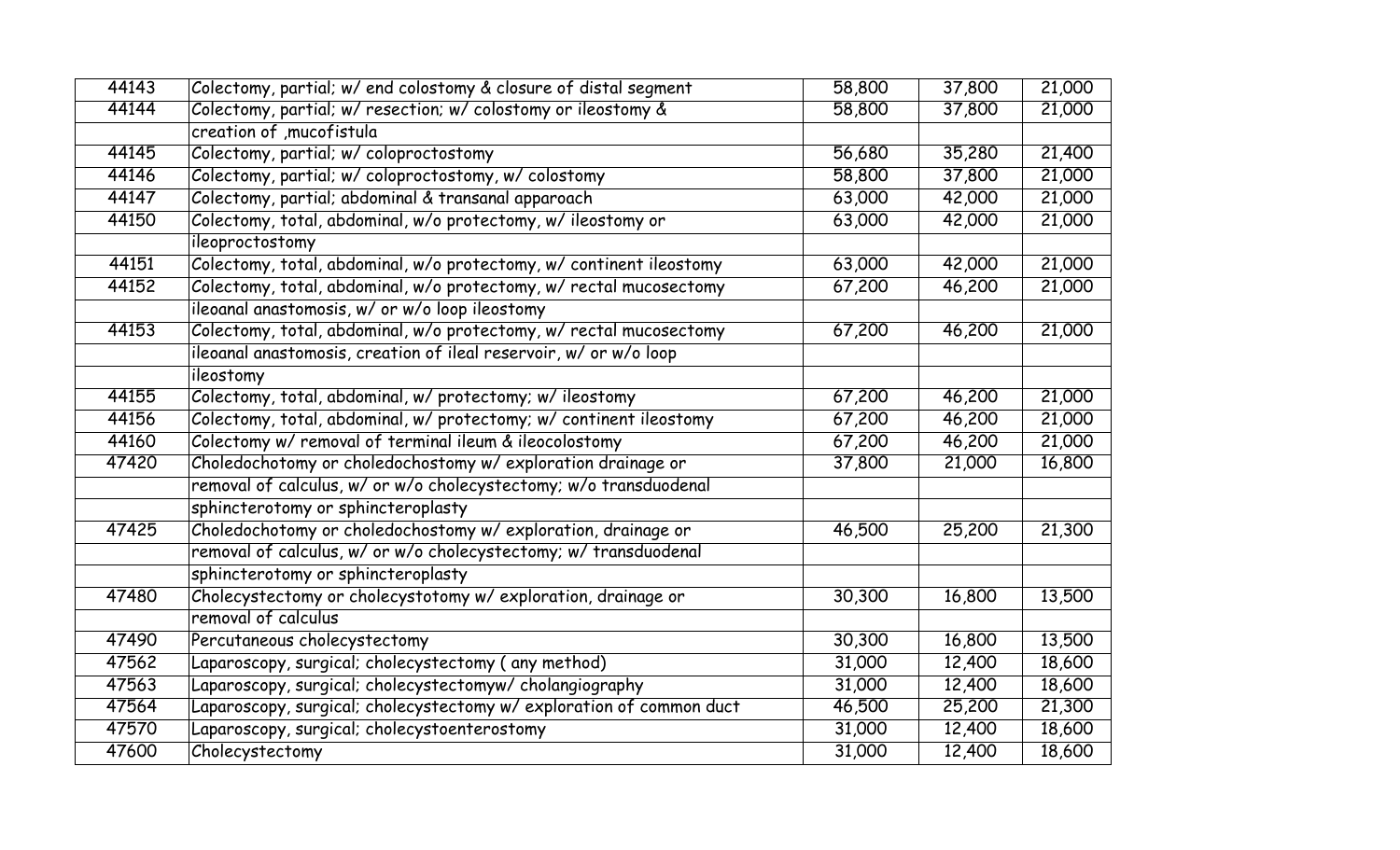| | | | | |
|---|---|---|---|---|
| 44143 | Colectomy, partial; w/ end colostomy & closure of distal segment | 58,800 | 37,800 | 21,000 |
| 44144 | Colectomy, partial; w/ resection; w/ colostomy or ileostomy & creation of ,mucofistula | 58,800 | 37,800 | 21,000 |
| 44145 | Colectomy, partial; w/ coloproctostomy | 56,680 | 35,280 | 21,400 |
| 44146 | Colectomy, partial; w/ coloproctostomy, w/ colostomy | 58,800 | 37,800 | 21,000 |
| 44147 | Colectomy, partial; abdominal & transanal apparoach | 63,000 | 42,000 | 21,000 |
| 44150 | Colectomy, total, abdominal, w/o protectomy, w/ ileostomy or ileoproctostomy | 63,000 | 42,000 | 21,000 |
| 44151 | Colectomy, total, abdominal, w/o protectomy, w/ continent ileostomy | 63,000 | 42,000 | 21,000 |
| 44152 | Colectomy, total, abdominal, w/o protectomy, w/ rectal mucosectomy ileoanal anastomosis, w/ or w/o loop ileostomy | 67,200 | 46,200 | 21,000 |
| 44153 | Colectomy, total, abdominal, w/o protectomy, w/ rectal mucosectomy ileoanal anastomosis, creation of ileal reservoir, w/ or w/o loop ileostomy | 67,200 | 46,200 | 21,000 |
| 44155 | Colectomy, total, abdominal, w/ protectomy; w/ ileostomy | 67,200 | 46,200 | 21,000 |
| 44156 | Colectomy, total, abdominal, w/ protectomy; w/ continent ileostomy | 67,200 | 46,200 | 21,000 |
| 44160 | Colectomy w/ removal of terminal ileum & ileocolostomy | 67,200 | 46,200 | 21,000 |
| 47420 | Choledochotomy or choledochostomy w/ exploration drainage or removal of calculus, w/ or w/o cholecystectomy; w/o transduodenal sphincterotomy or sphincteroplasty | 37,800 | 21,000 | 16,800 |
| 47425 | Choledochotomy or choledochostomy w/ exploration, drainage or removal of calculus, w/ or w/o cholecystectomy; w/ transduodenal sphincterotomy or sphincteroplasty | 46,500 | 25,200 | 21,300 |
| 47480 | Cholecystectomy or cholecystotomy w/ exploration, drainage or removal of calculus | 30,300 | 16,800 | 13,500 |
| 47490 | Percutaneous cholecystectomy | 30,300 | 16,800 | 13,500 |
| 47562 | Laparoscopy, surgical; cholecystectomy ( any method) | 31,000 | 12,400 | 18,600 |
| 47563 | Laparoscopy, surgical; cholecystectomyw/ cholangiography | 31,000 | 12,400 | 18,600 |
| 47564 | Laparoscopy, surgical; cholecystectomy w/ exploration of common duct | 46,500 | 25,200 | 21,300 |
| 47570 | Laparoscopy, surgical; cholecystoenterostomy | 31,000 | 12,400 | 18,600 |
| 47600 | Cholecystectomy | 31,000 | 12,400 | 18,600 |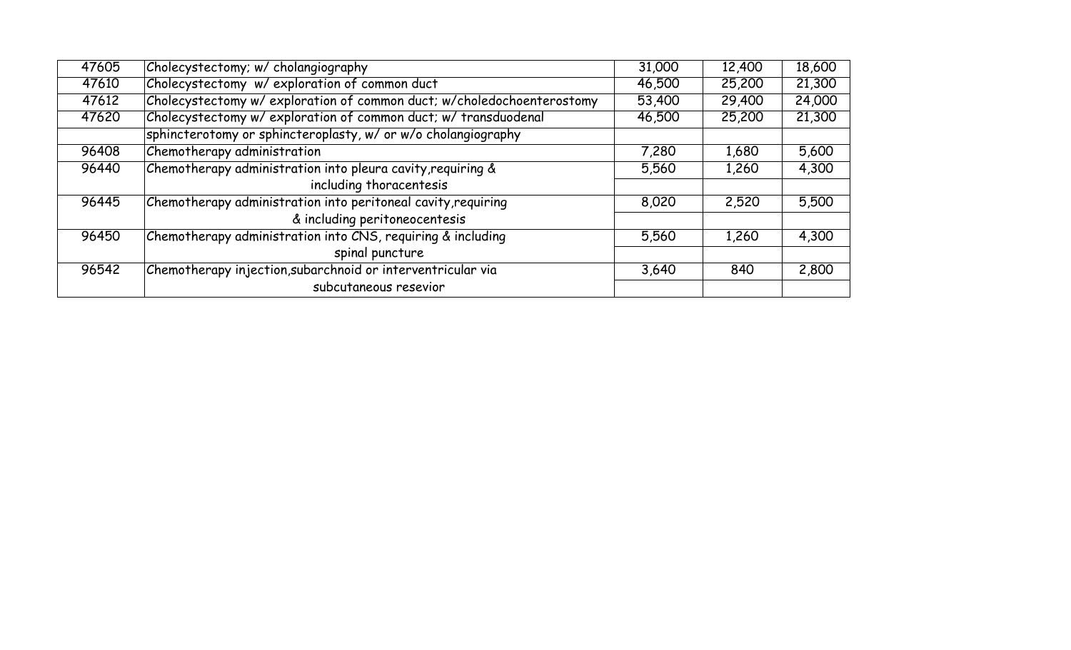| | | | | |
|---|---|---|---|---|
| 47605 | Cholecystectomy; w/ cholangiography | 31,000 | 12,400 | 18,600 |
| 47610 | Cholecystectomy  w/ exploration of common duct | 46,500 | 25,200 | 21,300 |
| 47612 | Cholecystectomy w/ exploration of common duct; w/choledochoenterostomy | 53,400 | 29,400 | 24,000 |
| 47620 | Cholecystectomy w/ exploration of common duct; w/ transduodenal sphincterotomy or sphincteroplasty, w/ or w/o cholangiography | 46,500 | 25,200 | 21,300 |
| 96408 | Chemotherapy administration | 7,280 | 1,680 | 5,600 |
| 96440 | Chemotherapy administration into pleura cavity,requiring & including thoracentesis | 5,560 | 1,260 | 4,300 |
| 96445 | Chemotherapy administration into peritoneal cavity,requiring & including peritoneocentesis | 8,020 | 2,520 | 5,500 |
| 96450 | Chemotherapy administration into CNS, requiring & including spinal puncture | 5,560 | 1,260 | 4,300 |
| 96542 | Chemotherapy injection,subarchnoid or interventricular via subcutaneous resevior | 3,640 | 840 | 2,800 |